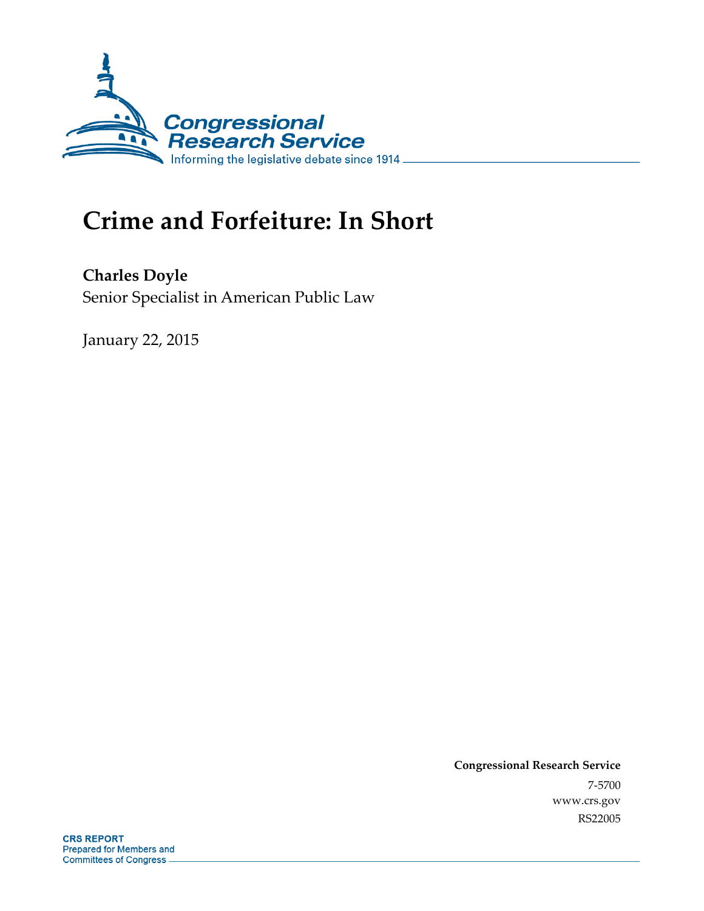# Crime and Forfeiture: In Short

**Charles Doyle**
Senior Specialist in American Public Law

January 22, 2015

**Congressional Research Service**
7-5700
www.crs.gov
RS22005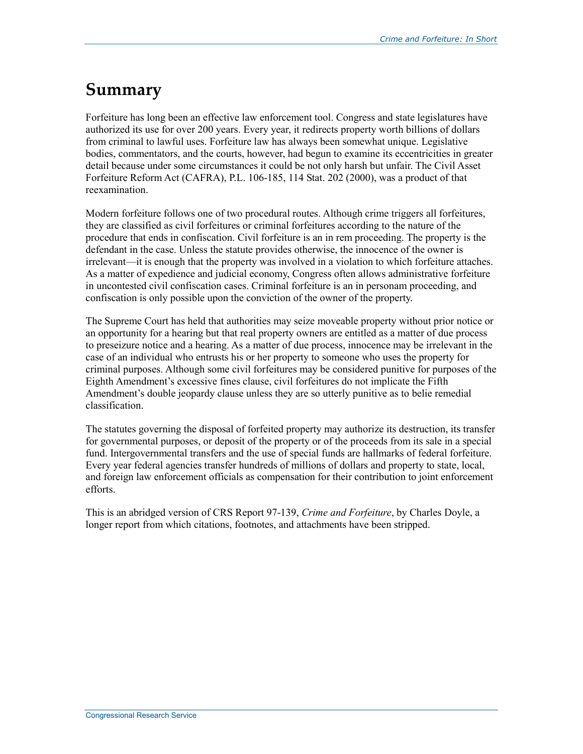# Summary

Forfeiture has long been an effective law enforcement tool. Congress and state legislatures have authorized its use for over 200 years. Every year, it redirects property worth billions of dollars from criminal to lawful uses. Forfeiture law has always been somewhat unique. Legislative bodies, commentators, and the courts, however, had begun to examine its eccentricities in greater detail because under some circumstances it could be not only harsh but unfair. The Civil Asset Forfeiture Reform Act (CAFRA), P.L. 106-185, 114 Stat. 202 (2000), was a product of that reexamination.

Modern forfeiture follows one of two procedural routes. Although crime triggers all forfeitures, they are classified as civil forfeitures or criminal forfeitures according to the nature of the procedure that ends in confiscation. Civil forfeiture is an in rem proceeding. The property is the defendant in the case. Unless the statute provides otherwise, the innocence of the owner is irrelevant—it is enough that the property was involved in a violation to which forfeiture attaches. As a matter of expedience and judicial economy, Congress often allows administrative forfeiture in uncontested civil confiscation cases. Criminal forfeiture is an in personam proceeding, and confiscation is only possible upon the conviction of the owner of the property.

The Supreme Court has held that authorities may seize moveable property without prior notice or an opportunity for a hearing but that real property owners are entitled as a matter of due process to preseizure notice and a hearing. As a matter of due process, innocence may be irrelevant in the case of an individual who entrusts his or her property to someone who uses the property for criminal purposes. Although some civil forfeitures may be considered punitive for purposes of the Eighth Amendment's excessive fines clause, civil forfeitures do not implicate the Fifth Amendment's double jeopardy clause unless they are so utterly punitive as to belie remedial classification.

The statutes governing the disposal of forfeited property may authorize its destruction, its transfer for governmental purposes, or deposit of the property or of the proceeds from its sale in a special fund. Intergovernmental transfers and the use of special funds are hallmarks of federal forfeiture. Every year federal agencies transfer hundreds of millions of dollars and property to state, local, and foreign law enforcement officials as compensation for their contribution to joint enforcement efforts.

This is an abridged version of CRS Report 97-139, *Crime and Forfeiture*, by Charles Doyle, a longer report from which citations, footnotes, and attachments have been stripped.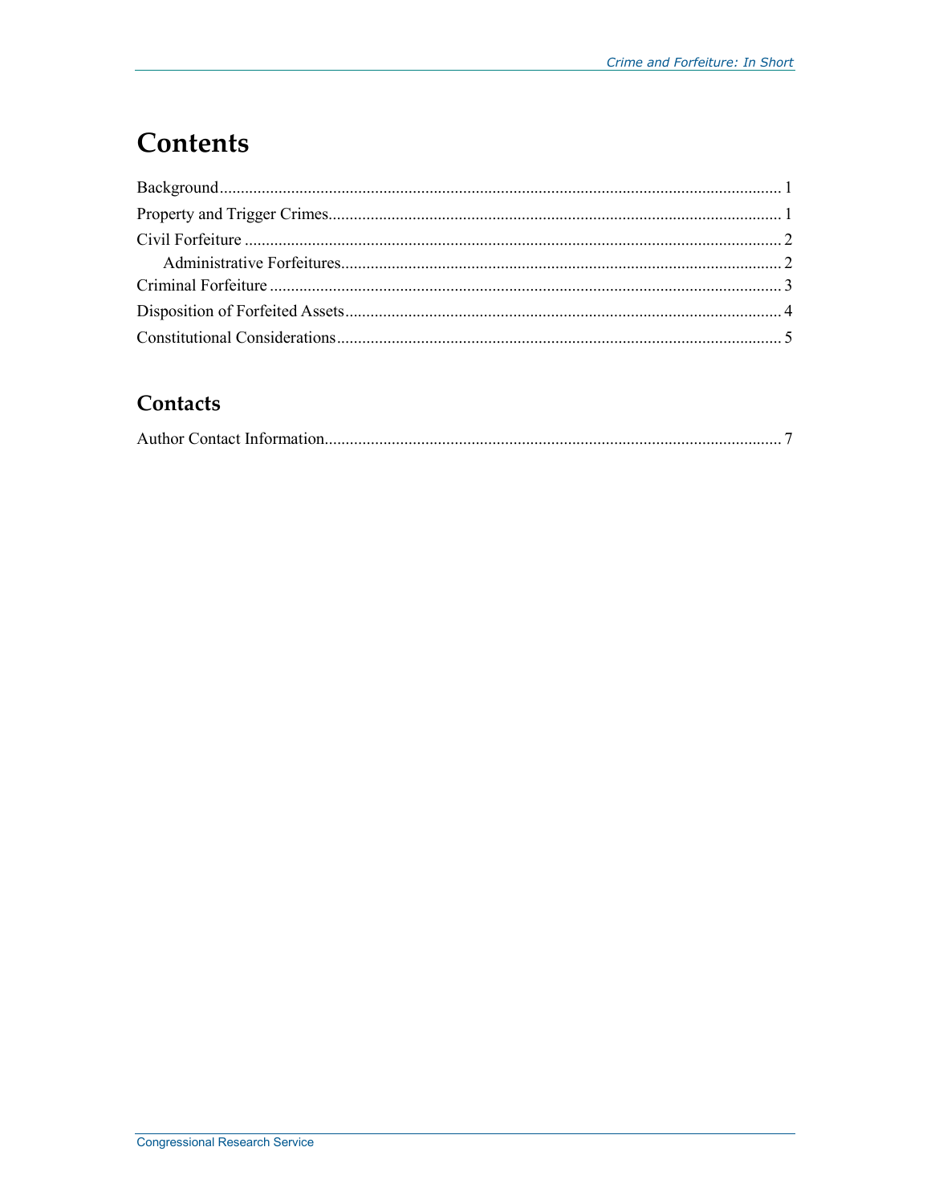# Contents

Background ..... 1
Property and Trigger Crimes ..... 1
Civil Forfeiture ..... 2
  Administrative Forfeitures ..... 2
Criminal Forfeiture ..... 3
Disposition of Forfeited Assets ..... 4
Constitutional Considerations ..... 5

## Contacts

Author Contact Information ..... 7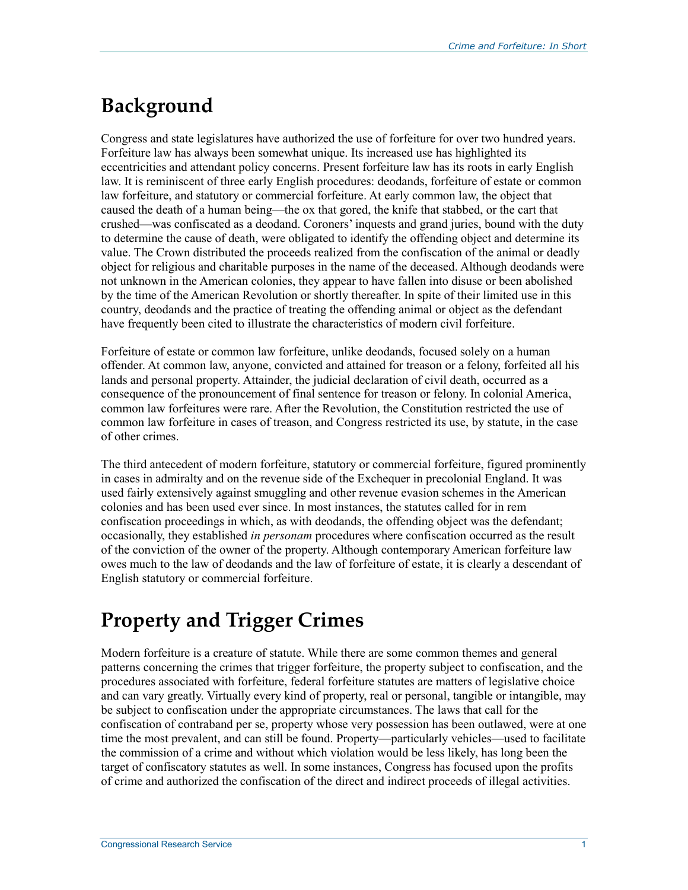## Background

Congress and state legislatures have authorized the use of forfeiture for over two hundred years. Forfeiture law has always been somewhat unique. Its increased use has highlighted its eccentricities and attendant policy concerns. Present forfeiture law has its roots in early English law. It is reminiscent of three early English procedures: deodands, forfeiture of estate or common law forfeiture, and statutory or commercial forfeiture. At early common law, the object that caused the death of a human being—the ox that gored, the knife that stabbed, or the cart that crushed—was confiscated as a deodand. Coroners' inquests and grand juries, bound with the duty to determine the cause of death, were obligated to identify the offending object and determine its value. The Crown distributed the proceeds realized from the confiscation of the animal or deadly object for religious and charitable purposes in the name of the deceased. Although deodands were not unknown in the American colonies, they appear to have fallen into disuse or been abolished by the time of the American Revolution or shortly thereafter. In spite of their limited use in this country, deodands and the practice of treating the offending animal or object as the defendant have frequently been cited to illustrate the characteristics of modern civil forfeiture.

Forfeiture of estate or common law forfeiture, unlike deodands, focused solely on a human offender. At common law, anyone, convicted and attained for treason or a felony, forfeited all his lands and personal property. Attainder, the judicial declaration of civil death, occurred as a consequence of the pronouncement of final sentence for treason or felony. In colonial America, common law forfeitures were rare. After the Revolution, the Constitution restricted the use of common law forfeiture in cases of treason, and Congress restricted its use, by statute, in the case of other crimes.

The third antecedent of modern forfeiture, statutory or commercial forfeiture, figured prominently in cases in admiralty and on the revenue side of the Exchequer in precolonial England. It was used fairly extensively against smuggling and other revenue evasion schemes in the American colonies and has been used ever since. In most instances, the statutes called for in rem confiscation proceedings in which, as with deodands, the offending object was the defendant; occasionally, they established *in personam* procedures where confiscation occurred as the result of the conviction of the owner of the property. Although contemporary American forfeiture law owes much to the law of deodands and the law of forfeiture of estate, it is clearly a descendant of English statutory or commercial forfeiture.

## Property and Trigger Crimes

Modern forfeiture is a creature of statute. While there are some common themes and general patterns concerning the crimes that trigger forfeiture, the property subject to confiscation, and the procedures associated with forfeiture, federal forfeiture statutes are matters of legislative choice and can vary greatly. Virtually every kind of property, real or personal, tangible or intangible, may be subject to confiscation under the appropriate circumstances. The laws that call for the confiscation of contraband per se, property whose very possession has been outlawed, were at one time the most prevalent, and can still be found. Property—particularly vehicles—used to facilitate the commission of a crime and without which violation would be less likely, has long been the target of confiscatory statutes as well. In some instances, Congress has focused upon the profits of crime and authorized the confiscation of the direct and indirect proceeds of illegal activities.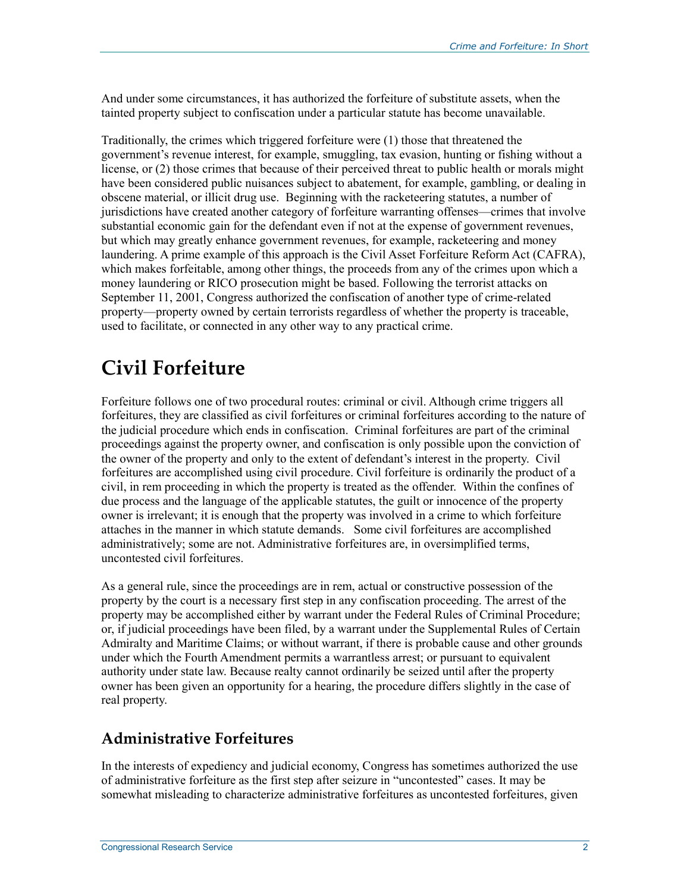And under some circumstances, it has authorized the forfeiture of substitute assets, when the tainted property subject to confiscation under a particular statute has become unavailable.

Traditionally, the crimes which triggered forfeiture were (1) those that threatened the government's revenue interest, for example, smuggling, tax evasion, hunting or fishing without a license, or (2) those crimes that because of their perceived threat to public health or morals might have been considered public nuisances subject to abatement, for example, gambling, or dealing in obscene material, or illicit drug use. Beginning with the racketeering statutes, a number of jurisdictions have created another category of forfeiture warranting offenses—crimes that involve substantial economic gain for the defendant even if not at the expense of government revenues, but which may greatly enhance government revenues, for example, racketeering and money laundering. A prime example of this approach is the Civil Asset Forfeiture Reform Act (CAFRA), which makes forfeitable, among other things, the proceeds from any of the crimes upon which a money laundering or RICO prosecution might be based. Following the terrorist attacks on September 11, 2001, Congress authorized the confiscation of another type of crime-related property—property owned by certain terrorists regardless of whether the property is traceable, used to facilitate, or connected in any other way to any practical crime.

# Civil Forfeiture

Forfeiture follows one of two procedural routes: criminal or civil. Although crime triggers all forfeitures, they are classified as civil forfeitures or criminal forfeitures according to the nature of the judicial procedure which ends in confiscation. Criminal forfeitures are part of the criminal proceedings against the property owner, and confiscation is only possible upon the conviction of the owner of the property and only to the extent of defendant's interest in the property. Civil forfeitures are accomplished using civil procedure. Civil forfeiture is ordinarily the product of a civil, in rem proceeding in which the property is treated as the offender. Within the confines of due process and the language of the applicable statutes, the guilt or innocence of the property owner is irrelevant; it is enough that the property was involved in a crime to which forfeiture attaches in the manner in which statute demands. Some civil forfeitures are accomplished administratively; some are not. Administrative forfeitures are, in oversimplified terms, uncontested civil forfeitures.

As a general rule, since the proceedings are in rem, actual or constructive possession of the property by the court is a necessary first step in any confiscation proceeding. The arrest of the property may be accomplished either by warrant under the Federal Rules of Criminal Procedure; or, if judicial proceedings have been filed, by a warrant under the Supplemental Rules of Certain Admiralty and Maritime Claims; or without warrant, if there is probable cause and other grounds under which the Fourth Amendment permits a warrantless arrest; or pursuant to equivalent authority under state law. Because realty cannot ordinarily be seized until after the property owner has been given an opportunity for a hearing, the procedure differs slightly in the case of real property.

## Administrative Forfeitures

In the interests of expediency and judicial economy, Congress has sometimes authorized the use of administrative forfeiture as the first step after seizure in "uncontested" cases. It may be somewhat misleading to characterize administrative forfeitures as uncontested forfeitures, given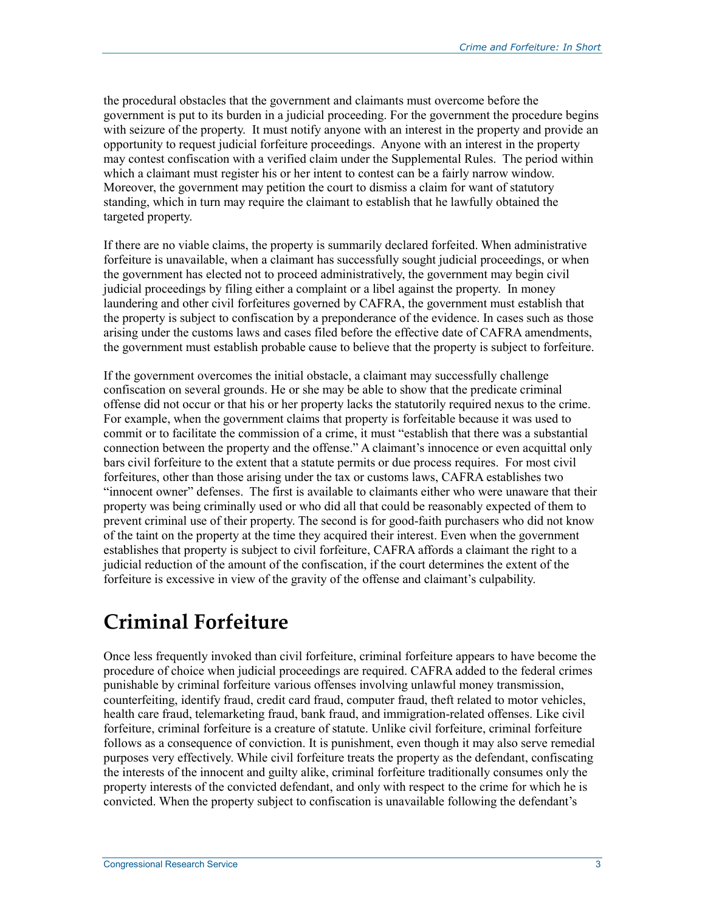the procedural obstacles that the government and claimants must overcome before the government is put to its burden in a judicial proceeding. For the government the procedure begins with seizure of the property. It must notify anyone with an interest in the property and provide an opportunity to request judicial forfeiture proceedings. Anyone with an interest in the property may contest confiscation with a verified claim under the Supplemental Rules. The period within which a claimant must register his or her intent to contest can be a fairly narrow window. Moreover, the government may petition the court to dismiss a claim for want of statutory standing, which in turn may require the claimant to establish that he lawfully obtained the targeted property.

If there are no viable claims, the property is summarily declared forfeited. When administrative forfeiture is unavailable, when a claimant has successfully sought judicial proceedings, or when the government has elected not to proceed administratively, the government may begin civil judicial proceedings by filing either a complaint or a libel against the property. In money laundering and other civil forfeitures governed by CAFRA, the government must establish that the property is subject to confiscation by a preponderance of the evidence. In cases such as those arising under the customs laws and cases filed before the effective date of CAFRA amendments, the government must establish probable cause to believe that the property is subject to forfeiture.

If the government overcomes the initial obstacle, a claimant may successfully challenge confiscation on several grounds. He or she may be able to show that the predicate criminal offense did not occur or that his or her property lacks the statutorily required nexus to the crime. For example, when the government claims that property is forfeitable because it was used to commit or to facilitate the commission of a crime, it must "establish that there was a substantial connection between the property and the offense." A claimant's innocence or even acquittal only bars civil forfeiture to the extent that a statute permits or due process requires. For most civil forfeitures, other than those arising under the tax or customs laws, CAFRA establishes two "innocent owner" defenses. The first is available to claimants either who were unaware that their property was being criminally used or who did all that could be reasonably expected of them to prevent criminal use of their property. The second is for good-faith purchasers who did not know of the taint on the property at the time they acquired their interest. Even when the government establishes that property is subject to civil forfeiture, CAFRA affords a claimant the right to a judicial reduction of the amount of the confiscation, if the court determines the extent of the forfeiture is excessive in view of the gravity of the offense and claimant's culpability.

# Criminal Forfeiture

Once less frequently invoked than civil forfeiture, criminal forfeiture appears to have become the procedure of choice when judicial proceedings are required. CAFRA added to the federal crimes punishable by criminal forfeiture various offenses involving unlawful money transmission, counterfeiting, identify fraud, credit card fraud, computer fraud, theft related to motor vehicles, health care fraud, telemarketing fraud, bank fraud, and immigration-related offenses. Like civil forfeiture, criminal forfeiture is a creature of statute. Unlike civil forfeiture, criminal forfeiture follows as a consequence of conviction. It is punishment, even though it may also serve remedial purposes very effectively. While civil forfeiture treats the property as the defendant, confiscating the interests of the innocent and guilty alike, criminal forfeiture traditionally consumes only the property interests of the convicted defendant, and only with respect to the crime for which he is convicted. When the property subject to confiscation is unavailable following the defendant's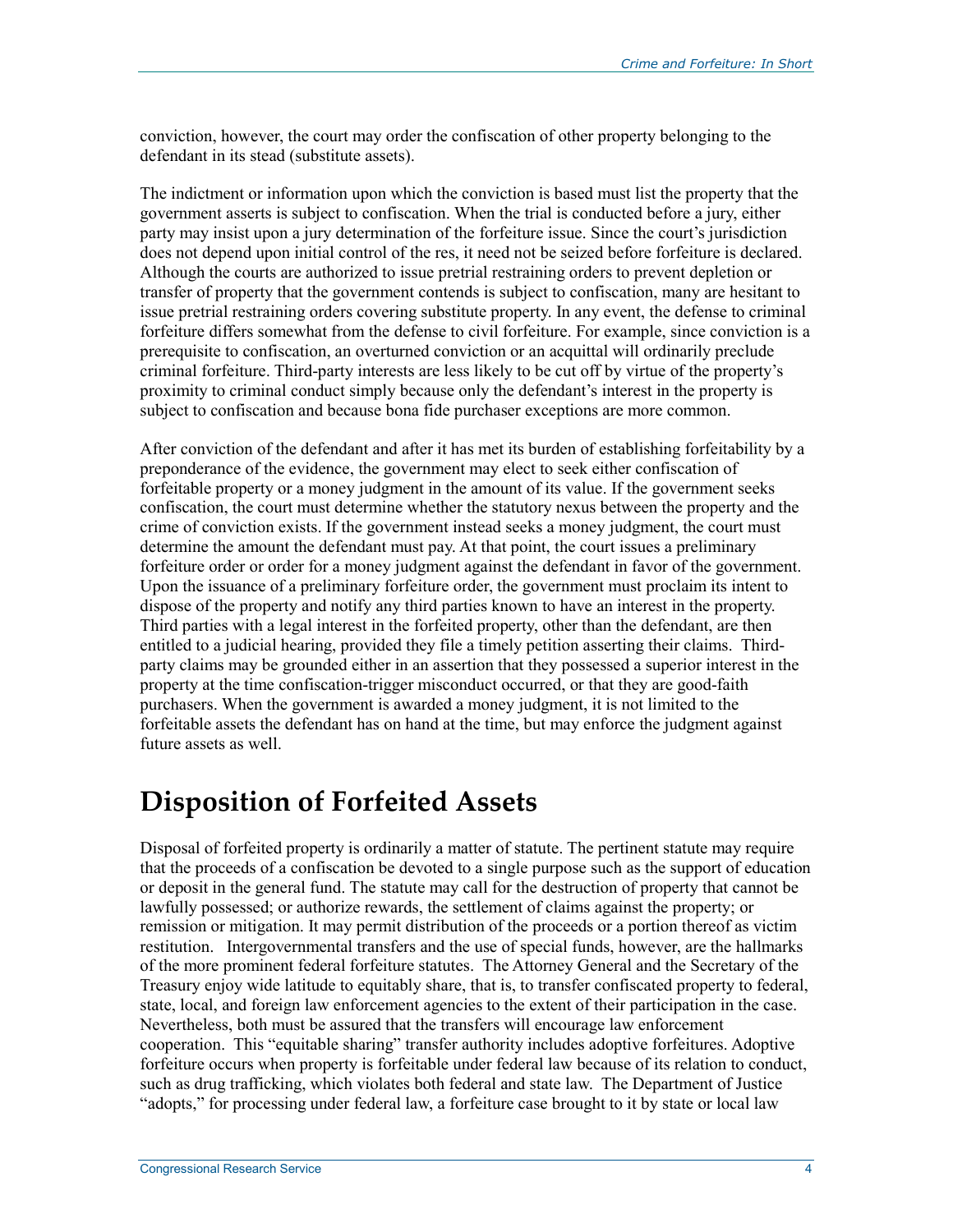conviction, however, the court may order the confiscation of other property belonging to the defendant in its stead (substitute assets).

The indictment or information upon which the conviction is based must list the property that the government asserts is subject to confiscation. When the trial is conducted before a jury, either party may insist upon a jury determination of the forfeiture issue. Since the court's jurisdiction does not depend upon initial control of the res, it need not be seized before forfeiture is declared. Although the courts are authorized to issue pretrial restraining orders to prevent depletion or transfer of property that the government contends is subject to confiscation, many are hesitant to issue pretrial restraining orders covering substitute property. In any event, the defense to criminal forfeiture differs somewhat from the defense to civil forfeiture. For example, since conviction is a prerequisite to confiscation, an overturned conviction or an acquittal will ordinarily preclude criminal forfeiture. Third-party interests are less likely to be cut off by virtue of the property's proximity to criminal conduct simply because only the defendant's interest in the property is subject to confiscation and because bona fide purchaser exceptions are more common.

After conviction of the defendant and after it has met its burden of establishing forfeitability by a preponderance of the evidence, the government may elect to seek either confiscation of forfeitable property or a money judgment in the amount of its value. If the government seeks confiscation, the court must determine whether the statutory nexus between the property and the crime of conviction exists. If the government instead seeks a money judgment, the court must determine the amount the defendant must pay. At that point, the court issues a preliminary forfeiture order or order for a money judgment against the defendant in favor of the government. Upon the issuance of a preliminary forfeiture order, the government must proclaim its intent to dispose of the property and notify any third parties known to have an interest in the property. Third parties with a legal interest in the forfeited property, other than the defendant, are then entitled to a judicial hearing, provided they file a timely petition asserting their claims. Third-party claims may be grounded either in an assertion that they possessed a superior interest in the property at the time confiscation-trigger misconduct occurred, or that they are good-faith purchasers. When the government is awarded a money judgment, it is not limited to the forfeitable assets the defendant has on hand at the time, but may enforce the judgment against future assets as well.

# Disposition of Forfeited Assets

Disposal of forfeited property is ordinarily a matter of statute. The pertinent statute may require that the proceeds of a confiscation be devoted to a single purpose such as the support of education or deposit in the general fund. The statute may call for the destruction of property that cannot be lawfully possessed; or authorize rewards, the settlement of claims against the property; or remission or mitigation. It may permit distribution of the proceeds or a portion thereof as victim restitution. Intergovernmental transfers and the use of special funds, however, are the hallmarks of the more prominent federal forfeiture statutes. The Attorney General and the Secretary of the Treasury enjoy wide latitude to equitably share, that is, to transfer confiscated property to federal, state, local, and foreign law enforcement agencies to the extent of their participation in the case. Nevertheless, both must be assured that the transfers will encourage law enforcement cooperation. This "equitable sharing" transfer authority includes adoptive forfeitures. Adoptive forfeiture occurs when property is forfeitable under federal law because of its relation to conduct, such as drug trafficking, which violates both federal and state law. The Department of Justice "adopts," for processing under federal law, a forfeiture case brought to it by state or local law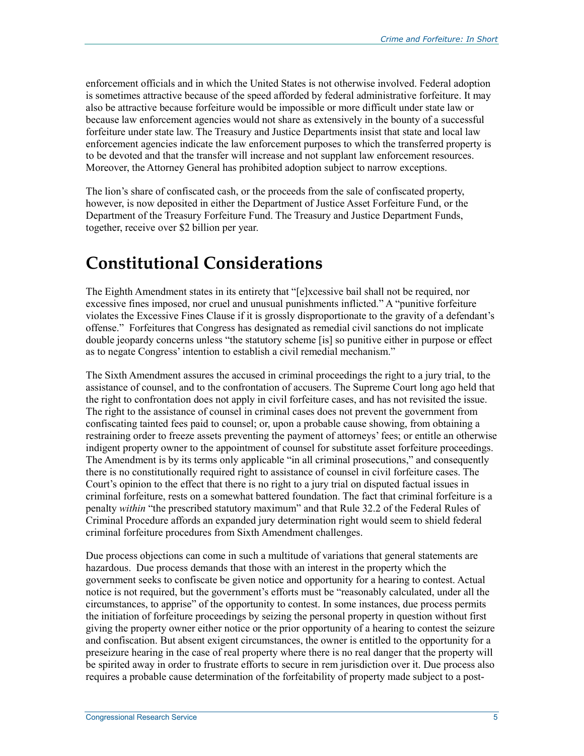enforcement officials and in which the United States is not otherwise involved. Federal adoption is sometimes attractive because of the speed afforded by federal administrative forfeiture. It may also be attractive because forfeiture would be impossible or more difficult under state law or because law enforcement agencies would not share as extensively in the bounty of a successful forfeiture under state law. The Treasury and Justice Departments insist that state and local law enforcement agencies indicate the law enforcement purposes to which the transferred property is to be devoted and that the transfer will increase and not supplant law enforcement resources. Moreover, the Attorney General has prohibited adoption subject to narrow exceptions.

The lion's share of confiscated cash, or the proceeds from the sale of confiscated property, however, is now deposited in either the Department of Justice Asset Forfeiture Fund, or the Department of the Treasury Forfeiture Fund. The Treasury and Justice Department Funds, together, receive over $2 billion per year.

# Constitutional Considerations

The Eighth Amendment states in its entirety that "[e]xcessive bail shall not be required, nor excessive fines imposed, nor cruel and unusual punishments inflicted." A "punitive forfeiture violates the Excessive Fines Clause if it is grossly disproportionate to the gravity of a defendant's offense." Forfeitures that Congress has designated as remedial civil sanctions do not implicate double jeopardy concerns unless "the statutory scheme [is] so punitive either in purpose or effect as to negate Congress' intention to establish a civil remedial mechanism."

The Sixth Amendment assures the accused in criminal proceedings the right to a jury trial, to the assistance of counsel, and to the confrontation of accusers. The Supreme Court long ago held that the right to confrontation does not apply in civil forfeiture cases, and has not revisited the issue. The right to the assistance of counsel in criminal cases does not prevent the government from confiscating tainted fees paid to counsel; or, upon a probable cause showing, from obtaining a restraining order to freeze assets preventing the payment of attorneys' fees; or entitle an otherwise indigent property owner to the appointment of counsel for substitute asset forfeiture proceedings. The Amendment is by its terms only applicable "in all criminal prosecutions," and consequently there is no constitutionally required right to assistance of counsel in civil forfeiture cases. The Court's opinion to the effect that there is no right to a jury trial on disputed factual issues in criminal forfeiture, rests on a somewhat battered foundation. The fact that criminal forfeiture is a penalty *within* "the prescribed statutory maximum" and that Rule 32.2 of the Federal Rules of Criminal Procedure affords an expanded jury determination right would seem to shield federal criminal forfeiture procedures from Sixth Amendment challenges.

Due process objections can come in such a multitude of variations that general statements are hazardous. Due process demands that those with an interest in the property which the government seeks to confiscate be given notice and opportunity for a hearing to contest. Actual notice is not required, but the government's efforts must be "reasonably calculated, under all the circumstances, to apprise" of the opportunity to contest. In some instances, due process permits the initiation of forfeiture proceedings by seizing the personal property in question without first giving the property owner either notice or the prior opportunity of a hearing to contest the seizure and confiscation. But absent exigent circumstances, the owner is entitled to the opportunity for a preseizure hearing in the case of real property where there is no real danger that the property will be spirited away in order to frustrate efforts to secure in rem jurisdiction over it. Due process also requires a probable cause determination of the forfeitability of property made subject to a post-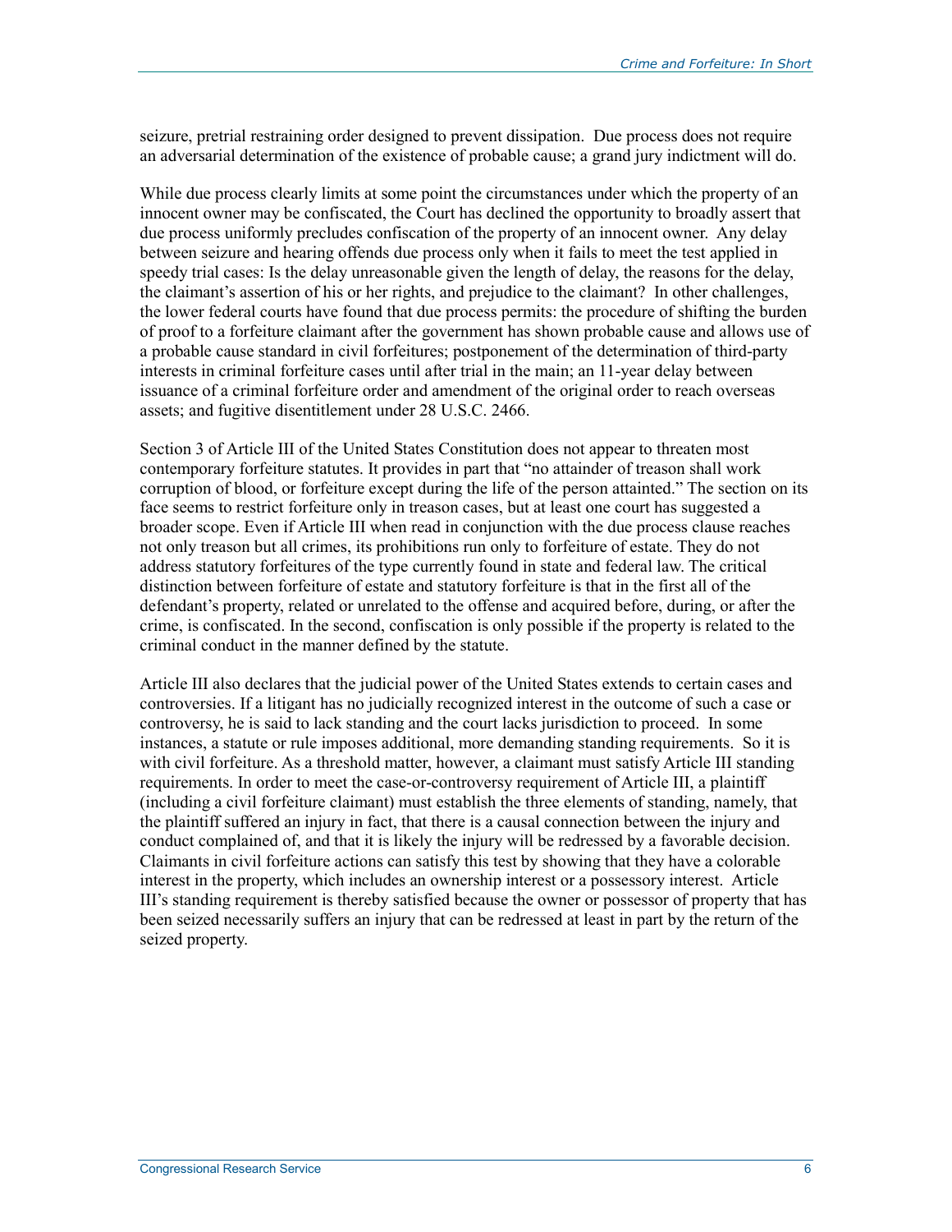seizure, pretrial restraining order designed to prevent dissipation. Due process does not require an adversarial determination of the existence of probable cause; a grand jury indictment will do.

While due process clearly limits at some point the circumstances under which the property of an innocent owner may be confiscated, the Court has declined the opportunity to broadly assert that due process uniformly precludes confiscation of the property of an innocent owner. Any delay between seizure and hearing offends due process only when it fails to meet the test applied in speedy trial cases: Is the delay unreasonable given the length of delay, the reasons for the delay, the claimant's assertion of his or her rights, and prejudice to the claimant? In other challenges, the lower federal courts have found that due process permits: the procedure of shifting the burden of proof to a forfeiture claimant after the government has shown probable cause and allows use of a probable cause standard in civil forfeitures; postponement of the determination of third-party interests in criminal forfeiture cases until after trial in the main; an 11-year delay between issuance of a criminal forfeiture order and amendment of the original order to reach overseas assets; and fugitive disentitlement under 28 U.S.C. 2466.

Section 3 of Article III of the United States Constitution does not appear to threaten most contemporary forfeiture statutes. It provides in part that "no attainder of treason shall work corruption of blood, or forfeiture except during the life of the person attainted." The section on its face seems to restrict forfeiture only in treason cases, but at least one court has suggested a broader scope. Even if Article III when read in conjunction with the due process clause reaches not only treason but all crimes, its prohibitions run only to forfeiture of estate. They do not address statutory forfeitures of the type currently found in state and federal law. The critical distinction between forfeiture of estate and statutory forfeiture is that in the first all of the defendant's property, related or unrelated to the offense and acquired before, during, or after the crime, is confiscated. In the second, confiscation is only possible if the property is related to the criminal conduct in the manner defined by the statute.

Article III also declares that the judicial power of the United States extends to certain cases and controversies. If a litigant has no judicially recognized interest in the outcome of such a case or controversy, he is said to lack standing and the court lacks jurisdiction to proceed. In some instances, a statute or rule imposes additional, more demanding standing requirements. So it is with civil forfeiture. As a threshold matter, however, a claimant must satisfy Article III standing requirements. In order to meet the case-or-controversy requirement of Article III, a plaintiff (including a civil forfeiture claimant) must establish the three elements of standing, namely, that the plaintiff suffered an injury in fact, that there is a causal connection between the injury and conduct complained of, and that it is likely the injury will be redressed by a favorable decision. Claimants in civil forfeiture actions can satisfy this test by showing that they have a colorable interest in the property, which includes an ownership interest or a possessory interest. Article III's standing requirement is thereby satisfied because the owner or possessor of property that has been seized necessarily suffers an injury that can be redressed at least in part by the return of the seized property.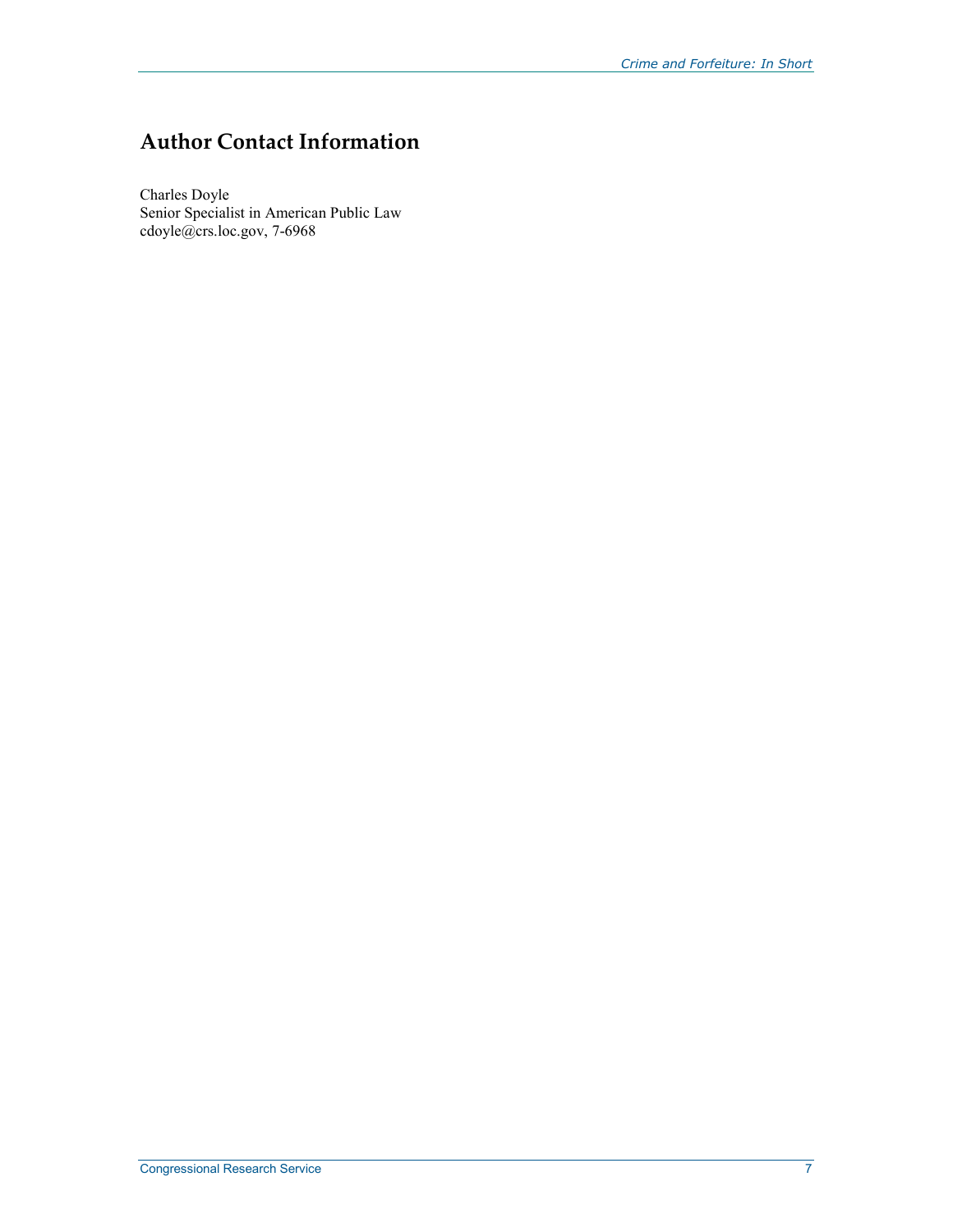## Author Contact Information

Charles Doyle
Senior Specialist in American Public Law
cdoyle@crs.loc.gov, 7-6968